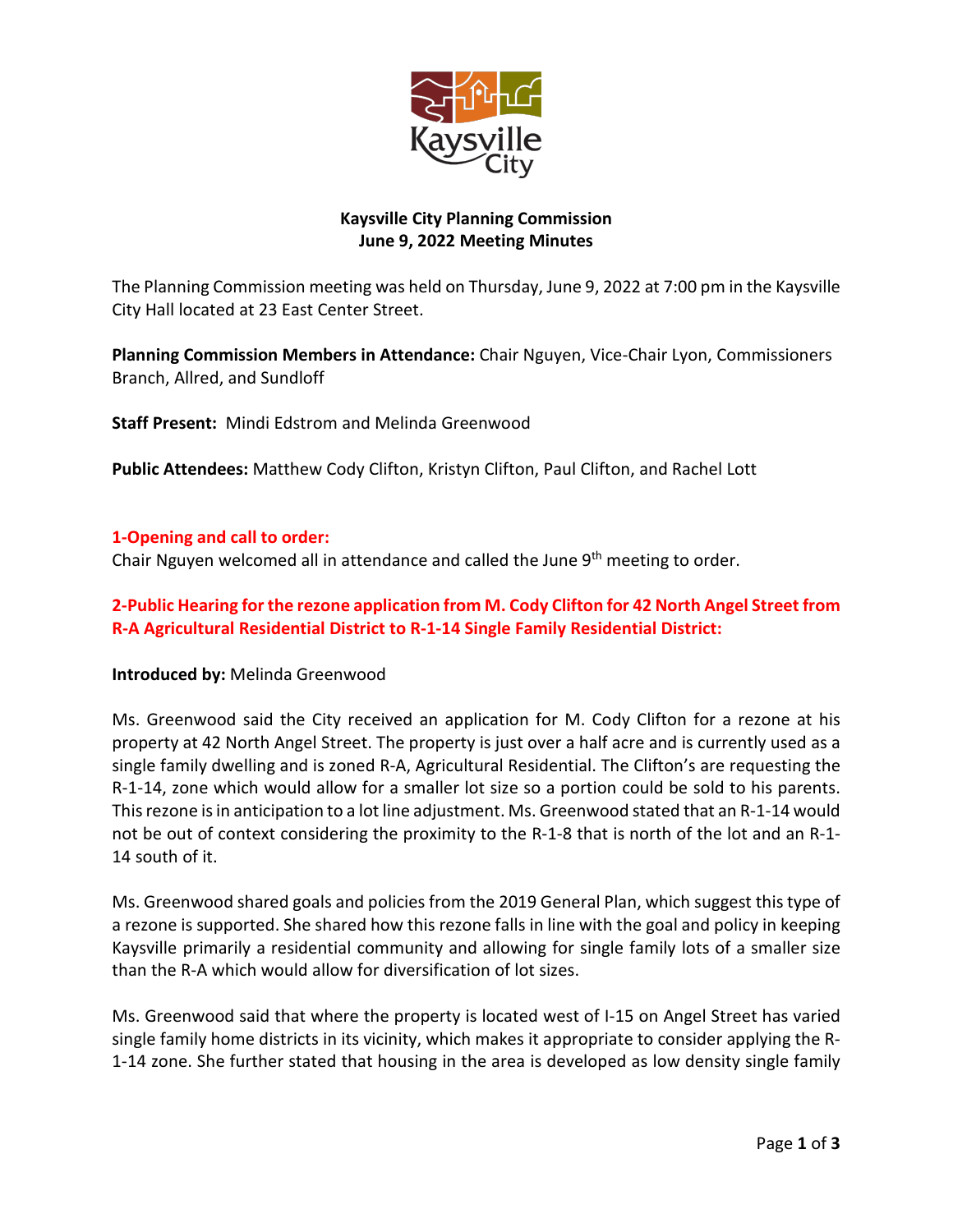# Kaysville City Planning Commission
## June 9, 2022 Meeting Minutes

The Planning Commission meeting was held on Thursday, June 9, 2022 at 7:00 pm in the Kaysville City Hall located at 23 East Center Street.

**Planning Commission Members in Attendance:** Chair Nguyen, Vice-Chair Lyon, Commissioners Branch, Allred, and Sundloff

**Staff Present:** Mindi Edstrom and Melinda Greenwood

**Public Attendees:** Matthew Cody Clifton, Kristyn Clifton, Paul Clifton, and Rachel Lott

### 1-Opening and call to order:

Chair Nguyen welcomed all in attendance and called the June 9th meeting to order.

### 2-Public Hearing for the rezone application from M. Cody Clifton for 42 North Angel Street from R-A Agricultural Residential District to R-1-14 Single Family Residential District:

**Introduced by:** Melinda Greenwood

Ms. Greenwood said the City received an application for M. Cody Clifton for a rezone at his property at 42 North Angel Street. The property is just over a half acre and is currently used as a single family dwelling and is zoned R-A, Agricultural Residential. The Clifton's are requesting the R-1-14, zone which would allow for a smaller lot size so a portion could be sold to his parents. This rezone is in anticipation to a lot line adjustment. Ms. Greenwood stated that an R-1-14 would not be out of context considering the proximity to the R-1-8 that is north of the lot and an R-1-14 south of it.

Ms. Greenwood shared goals and policies from the 2019 General Plan, which suggest this type of a rezone is supported. She shared how this rezone falls in line with the goal and policy in keeping Kaysville primarily a residential community and allowing for single family lots of a smaller size than the R-A which would allow for diversification of lot sizes.

Ms. Greenwood said that where the property is located west of I-15 on Angel Street has varied single family home districts in its vicinity, which makes it appropriate to consider applying the R-1-14 zone. She further stated that housing in the area is developed as low density single family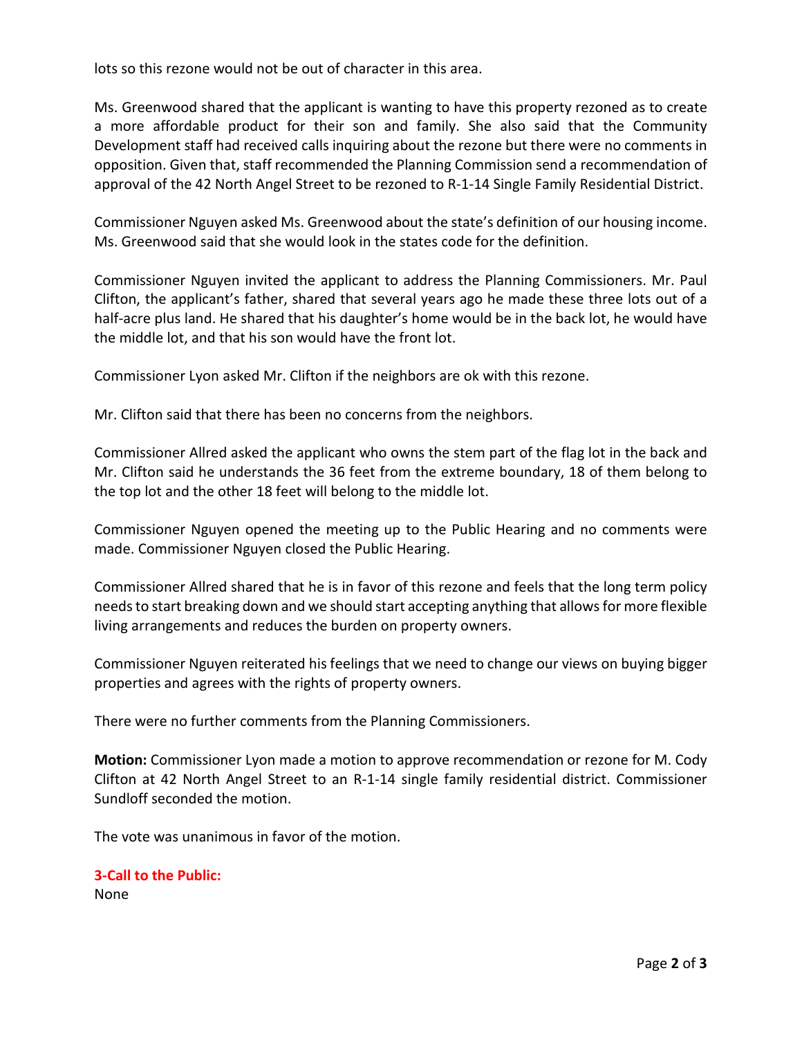lots so this rezone would not be out of character in this area.

Ms. Greenwood shared that the applicant is wanting to have this property rezoned as to create a more affordable product for their son and family. She also said that the Community Development staff had received calls inquiring about the rezone but there were no comments in opposition. Given that, staff recommended the Planning Commission send a recommendation of approval of the 42 North Angel Street to be rezoned to R-1-14 Single Family Residential District.

Commissioner Nguyen asked Ms. Greenwood about the state's definition of our housing income. Ms. Greenwood said that she would look in the states code for the definition.

Commissioner Nguyen invited the applicant to address the Planning Commissioners. Mr. Paul Clifton, the applicant's father, shared that several years ago he made these three lots out of a half-acre plus land. He shared that his daughter's home would be in the back lot, he would have the middle lot, and that his son would have the front lot.

Commissioner Lyon asked Mr. Clifton if the neighbors are ok with this rezone.

Mr. Clifton said that there has been no concerns from the neighbors.

Commissioner Allred asked the applicant who owns the stem part of the flag lot in the back and Mr. Clifton said he understands the 36 feet from the extreme boundary, 18 of them belong to the top lot and the other 18 feet will belong to the middle lot.

Commissioner Nguyen opened the meeting up to the Public Hearing and no comments were made. Commissioner Nguyen closed the Public Hearing.

Commissioner Allred shared that he is in favor of this rezone and feels that the long term policy needs to start breaking down and we should start accepting anything that allows for more flexible living arrangements and reduces the burden on property owners.

Commissioner Nguyen reiterated his feelings that we need to change our views on buying bigger properties and agrees with the rights of property owners.

There were no further comments from the Planning Commissioners.

**Motion:** Commissioner Lyon made a motion to approve recommendation or rezone for M. Cody Clifton at 42 North Angel Street to an R-1-14 single family residential district. Commissioner Sundloff seconded the motion.

The vote was unanimous in favor of the motion.

**3-Call to the Public:**

None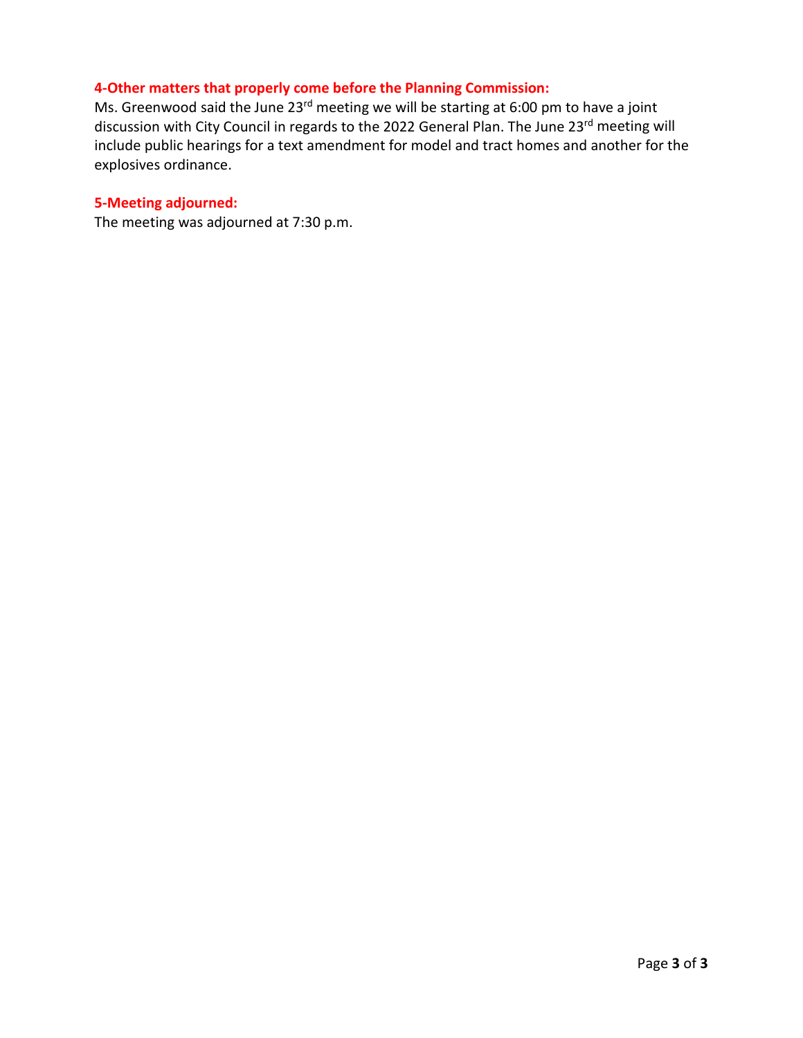#### 4-Other matters that properly come before the Planning Commission:

Ms. Greenwood said the June 23rd meeting we will be starting at 6:00 pm to have a joint discussion with City Council in regards to the 2022 General Plan. The June 23rd meeting will include public hearings for a text amendment for model and tract homes and another for the explosives ordinance.

#### 5-Meeting adjourned:

The meeting was adjourned at 7:30 p.m.